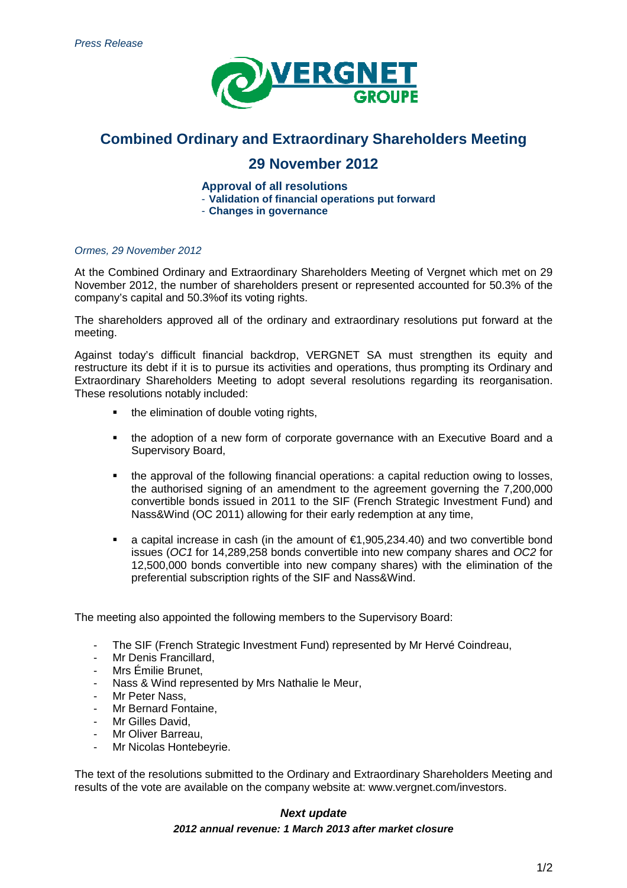*Press Release*

# Combined Ordinary and Extraordinary Shareholders Meeting

## 29 November 2012

### Approval of all resolutions

- **Validation of financial operations put forward**
- **Changes in governance**

*Ormes, 29 November 2012*

At the Combined Ordinary and Extraordinary Shareholders Meeting of Vergnet which met on 29 November 2012, the number of shareholders present or represented accounted for 50.3% of the company's capital and 50.3%of its voting rights.

The shareholders approved all of the ordinary and extraordinary resolutions put forward at the meeting.

Against today's difficult financial backdrop, VERGNET SA must strengthen its equity and restructure its debt if it is to pursue its activities and operations, thus prompting its Ordinary and Extraordinary Shareholders Meeting to adopt several resolutions regarding its reorganisation. These resolutions notably included:

- the elimination of double voting rights,
- the adoption of a new form of corporate governance with an Executive Board and a Supervisory Board,
- the approval of the following financial operations: a capital reduction owing to losses, the authorised signing of an amendment to the agreement governing the 7,200,000 convertible bonds issued in 2011 to the SIF (French Strategic Investment Fund) and Nass&Wind (OC 2011) allowing for their early redemption at any time,
- a capital increase in cash (in the amount of €1,905,234.40) and two convertible bond issues (*OC1* for 14,289,258 bonds convertible into new company shares and *OC2* for 12,500,000 bonds convertible into new company shares) with the elimination of the preferential subscription rights of the SIF and Nass&Wind.

The meeting also appointed the following members to the Supervisory Board:

- The SIF (French Strategic Investment Fund) represented by Mr Hervé Coindreau,
- Mr Denis Francillard,
- Mrs Émilie Brunet,
- Nass & Wind represented by Mrs Nathalie le Meur,
- Mr Peter Nass,
- Mr Bernard Fontaine,
- Mr Gilles David,
- Mr Oliver Barreau,
- Mr Nicolas Hontebeyrie.

The text of the resolutions submitted to the Ordinary and Extraordinary Shareholders Meeting and results of the vote are available on the company website at: www.vergnet.com/investors.

***Next update***

***2012 annual revenue: 1 March 2013 after market closure***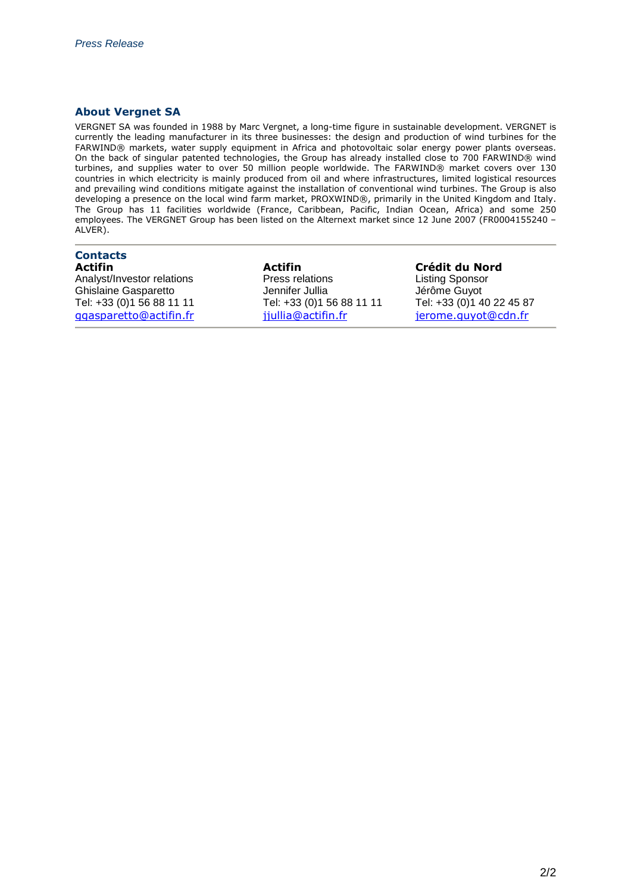## About Vergnet SA

VERGNET SA was founded in 1988 by Marc Vergnet, a long-time figure in sustainable development. VERGNET is currently the leading manufacturer in its three businesses: the design and production of wind turbines for the FARWIND® markets, water supply equipment in Africa and photovoltaic solar energy power plants overseas. On the back of singular patented technologies, the Group has already installed close to 700 FARWIND® wind turbines, and supplies water to over 50 million people worldwide. The FARWIND® market covers over 130 countries in which electricity is mainly produced from oil and where infrastructures, limited logistical resources and prevailing wind conditions mitigate against the installation of conventional wind turbines. The Group is also developing a presence on the local wind farm market, PROXWIND®, primarily in the United Kingdom and Italy. The Group has 11 facilities worldwide (France, Caribbean, Pacific, Indian Ocean, Africa) and some 250 employees. The VERGNET Group has been listed on the Alternext market since 12 June 2007 (FR0004155240 – ALVER).

## Contacts

| **Actifin** | **Actifin** | **Crédit du Nord** |
|---|---|---|
| Analyst/Investor relations | Press relations | Listing Sponsor |
| Ghislaine Gasparetto | Jennifer Jullia | Jérôme Guyot |
| Tel: +33 (0)1 56 88 11 11 | Tel: +33 (0)1 56 88 11 11 | Tel: +33 (0)1 40 22 45 87 |
| ggasparetto@actifin.fr | jjullia@actifin.fr | jerome.guyot@cdn.fr |